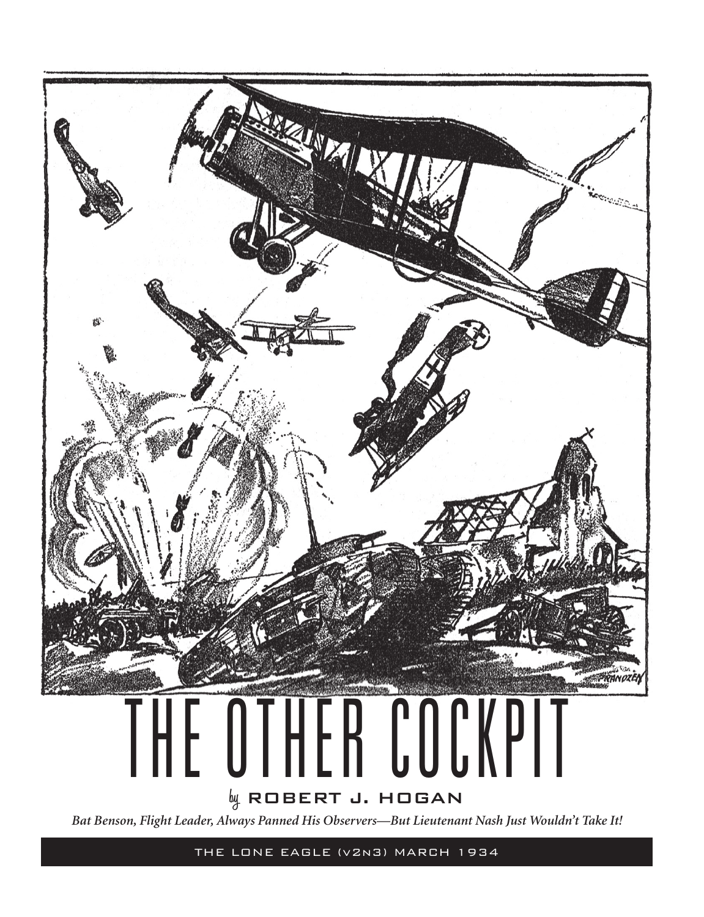# THE OTHER COCKPIT

by **ROBERT J. HOGAN**

*Bat Benson, Flight Leader, Always Panned His Observers—But Lieutenant Nash Just Wouldn't Take It!*

THE LONE EAGLE (v2n3) MARCH 1934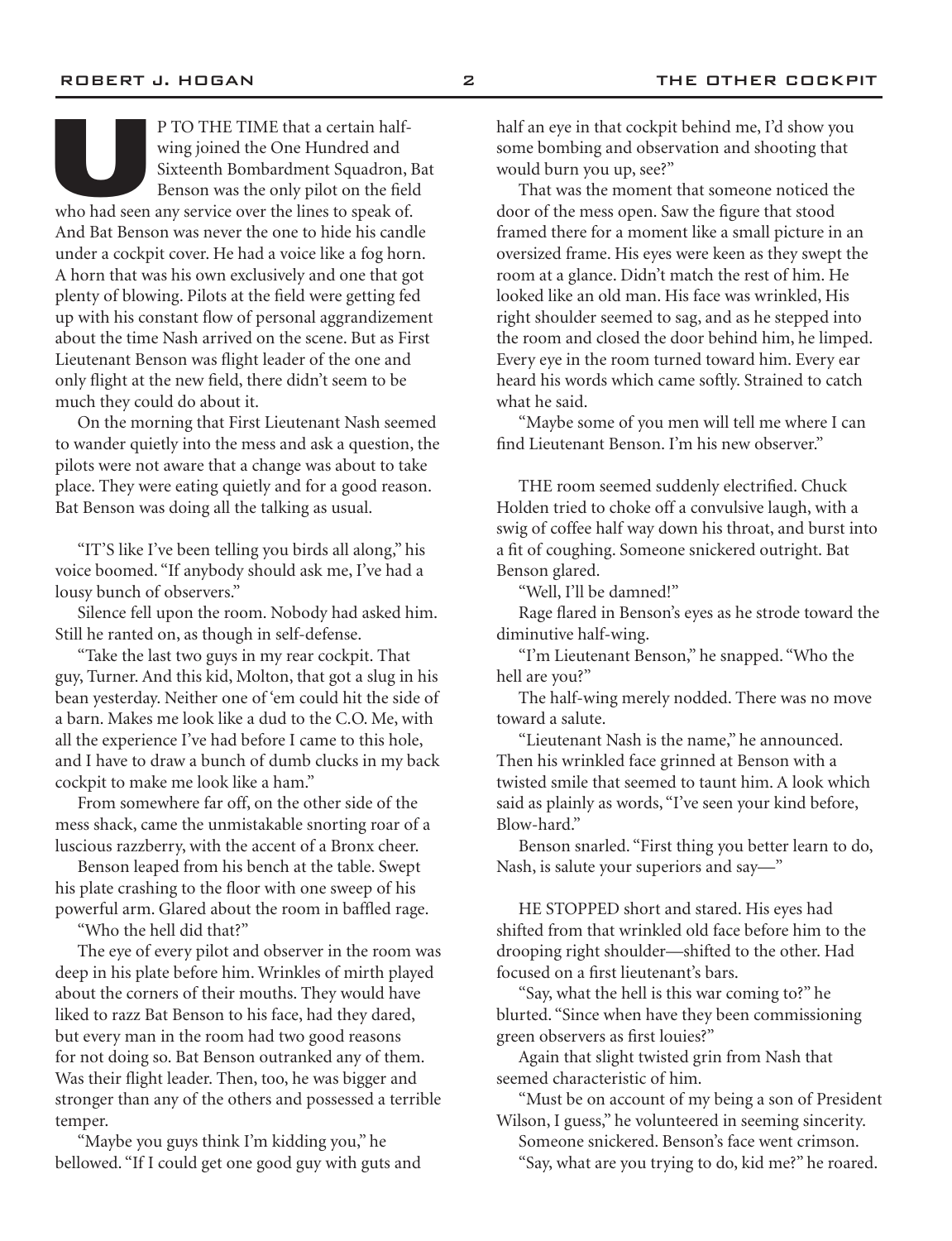UP TO THE TIME that a certain half-wing joined the One Hundred and Sixteenth Bombardment Squadron, Bat Benson was the only pilot on the field who had seen any service over the lines to speak of. And Bat Benson was never the one to hide his candle under a cockpit cover. He had a voice like a fog horn. A horn that was his own exclusively and one that got plenty of blowing. Pilots at the field were getting fed up with his constant flow of personal aggrandizement about the time Nash arrived on the scene. But as First Lieutenant Benson was flight leader of the one and only flight at the new field, there didn't seem to be much they could do about it.

On the morning that First Lieutenant Nash seemed to wander quietly into the mess and ask a question, the pilots were not aware that a change was about to take place. They were eating quietly and for a good reason. Bat Benson was doing all the talking as usual.

"IT'S like I've been telling you birds all along," his voice boomed. "If anybody should ask me, I've had a lousy bunch of observers."

Silence fell upon the room. Nobody had asked him. Still he ranted on, as though in self-defense.

"Take the last two guys in my rear cockpit. That guy, Turner. And this kid, Molton, that got a slug in his bean yesterday. Neither one of 'em could hit the side of a barn. Makes me look like a dud to the C.O. Me, with all the experience I've had before I came to this hole, and I have to draw a bunch of dumb clucks in my back cockpit to make me look like a ham."

From somewhere far off, on the other side of the mess shack, came the unmistakable snorting roar of a luscious razzberry, with the accent of a Bronx cheer.

Benson leaped from his bench at the table. Swept his plate crashing to the floor with one sweep of his powerful arm. Glared about the room in baffled rage.

"Who the hell did that?"

The eye of every pilot and observer in the room was deep in his plate before him. Wrinkles of mirth played about the corners of their mouths. They would have liked to razz Bat Benson to his face, had they dared, but every man in the room had two good reasons for not doing so. Bat Benson outranked any of them. Was their flight leader. Then, too, he was bigger and stronger than any of the others and possessed a terrible temper.

"Maybe you guys think I'm kidding you," he bellowed. "If I could get one good guy with guts and half an eye in that cockpit behind me, I'd show you some bombing and observation and shooting that would burn you up, see?"

That was the moment that someone noticed the door of the mess open. Saw the figure that stood framed there for a moment like a small picture in an oversized frame. His eyes were keen as they swept the room at a glance. Didn't match the rest of him. He looked like an old man. His face was wrinkled, His right shoulder seemed to sag, and as he stepped into the room and closed the door behind him, he limped. Every eye in the room turned toward him. Every ear heard his words which came softly. Strained to catch what he said.

"Maybe some of you men will tell me where I can find Lieutenant Benson. I'm his new observer."

THE room seemed suddenly electrified. Chuck Holden tried to choke off a convulsive laugh, with a swig of coffee half way down his throat, and burst into a fit of coughing. Someone snickered outright. Bat Benson glared.

"Well, I'll be damned!"

Rage flared in Benson's eyes as he strode toward the diminutive half-wing.

"I'm Lieutenant Benson," he snapped. "Who the hell are you?"

The half-wing merely nodded. There was no move toward a salute.

"Lieutenant Nash is the name," he announced. Then his wrinkled face grinned at Benson with a twisted smile that seemed to taunt him. A look which said as plainly as words, "I've seen your kind before, Blow-hard."

Benson snarled. "First thing you better learn to do, Nash, is salute your superiors and say—"

HE STOPPED short and stared. His eyes had shifted from that wrinkled old face before him to the drooping right shoulder—shifted to the other. Had focused on a first lieutenant's bars.

"Say, what the hell is this war coming to?" he blurted. "Since when have they been commissioning green observers as first louies?"

Again that slight twisted grin from Nash that seemed characteristic of him.

"Must be on account of my being a son of President Wilson, I guess," he volunteered in seeming sincerity.

Someone snickered. Benson's face went crimson.

"Say, what are you trying to do, kid me?" he roared.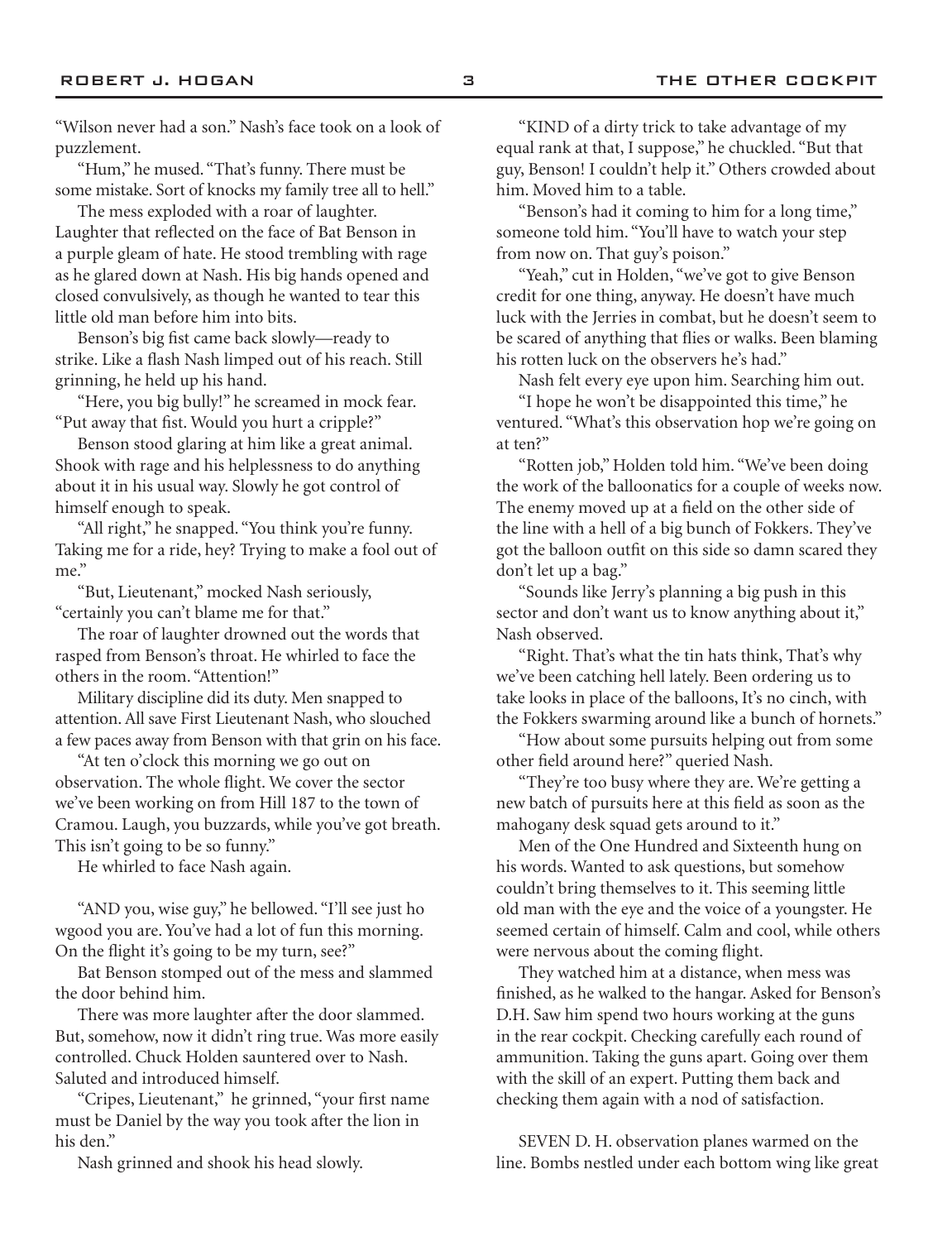"Wilson never had a son." Nash's face took on a look of puzzlement.

"Hum," he mused. "That's funny. There must be some mistake. Sort of knocks my family tree all to hell."

The mess exploded with a roar of laughter. Laughter that reflected on the face of Bat Benson in a purple gleam of hate. He stood trembling with rage as he glared down at Nash. His big hands opened and closed convulsively, as though he wanted to tear this little old man before him into bits.

Benson's big fist came back slowly—ready to strike. Like a flash Nash limped out of his reach. Still grinning, he held up his hand.

"Here, you big bully!" he screamed in mock fear. "Put away that fist. Would you hurt a cripple?"

Benson stood glaring at him like a great animal. Shook with rage and his helplessness to do anything about it in his usual way. Slowly he got control of himself enough to speak.

"All right," he snapped. "You think you're funny. Taking me for a ride, hey? Trying to make a fool out of me."

"But, Lieutenant," mocked Nash seriously, "certainly you can't blame me for that."

The roar of laughter drowned out the words that rasped from Benson's throat. He whirled to face the others in the room. "Attention!"

Military discipline did its duty. Men snapped to attention. All save First Lieutenant Nash, who slouched a few paces away from Benson with that grin on his face.

"At ten o'clock this morning we go out on observation. The whole flight. We cover the sector we've been working on from Hill 187 to the town of Cramou. Laugh, you buzzards, while you've got breath. This isn't going to be so funny."

He whirled to face Nash again.

"AND you, wise guy," he bellowed. "I'll see just ho wgood you are. You've had a lot of fun this morning. On the flight it's going to be my turn, see?"

Bat Benson stomped out of the mess and slammed the door behind him.

There was more laughter after the door slammed. But, somehow, now it didn't ring true. Was more easily controlled. Chuck Holden sauntered over to Nash. Saluted and introduced himself.

"Cripes, Lieutenant," he grinned, "your first name must be Daniel by the way you took after the lion in his den."

Nash grinned and shook his head slowly.

"KIND of a dirty trick to take advantage of my equal rank at that, I suppose," he chuckled. "But that guy, Benson! I couldn't help it." Others crowded about him. Moved him to a table.

"Benson's had it coming to him for a long time," someone told him. "You'll have to watch your step from now on. That guy's poison."

"Yeah," cut in Holden, "we've got to give Benson credit for one thing, anyway. He doesn't have much luck with the Jerries in combat, but he doesn't seem to be scared of anything that flies or walks. Been blaming his rotten luck on the observers he's had."

Nash felt every eye upon him. Searching him out.

"I hope he won't be disappointed this time," he ventured. "What's this observation hop we're going on at ten?"

"Rotten job," Holden told him. "We've been doing the work of the balloonatics for a couple of weeks now. The enemy moved up at a field on the other side of the line with a hell of a big bunch of Fokkers. They've got the balloon outfit on this side so damn scared they don't let up a bag."

"Sounds like Jerry's planning a big push in this sector and don't want us to know anything about it," Nash observed.

"Right. That's what the tin hats think, That's why we've been catching hell lately. Been ordering us to take looks in place of the balloons, It's no cinch, with the Fokkers swarming around like a bunch of hornets."

"How about some pursuits helping out from some other field around here?" queried Nash.

"They're too busy where they are. We're getting a new batch of pursuits here at this field as soon as the mahogany desk squad gets around to it."

Men of the One Hundred and Sixteenth hung on his words. Wanted to ask questions, but somehow couldn't bring themselves to it. This seeming little old man with the eye and the voice of a youngster. He seemed certain of himself. Calm and cool, while others were nervous about the coming flight.

They watched him at a distance, when mess was finished, as he walked to the hangar. Asked for Benson's D.H. Saw him spend two hours working at the guns in the rear cockpit. Checking carefully each round of ammunition. Taking the guns apart. Going over them with the skill of an expert. Putting them back and checking them again with a nod of satisfaction.

SEVEN D. H. observation planes warmed on the line. Bombs nestled under each bottom wing like great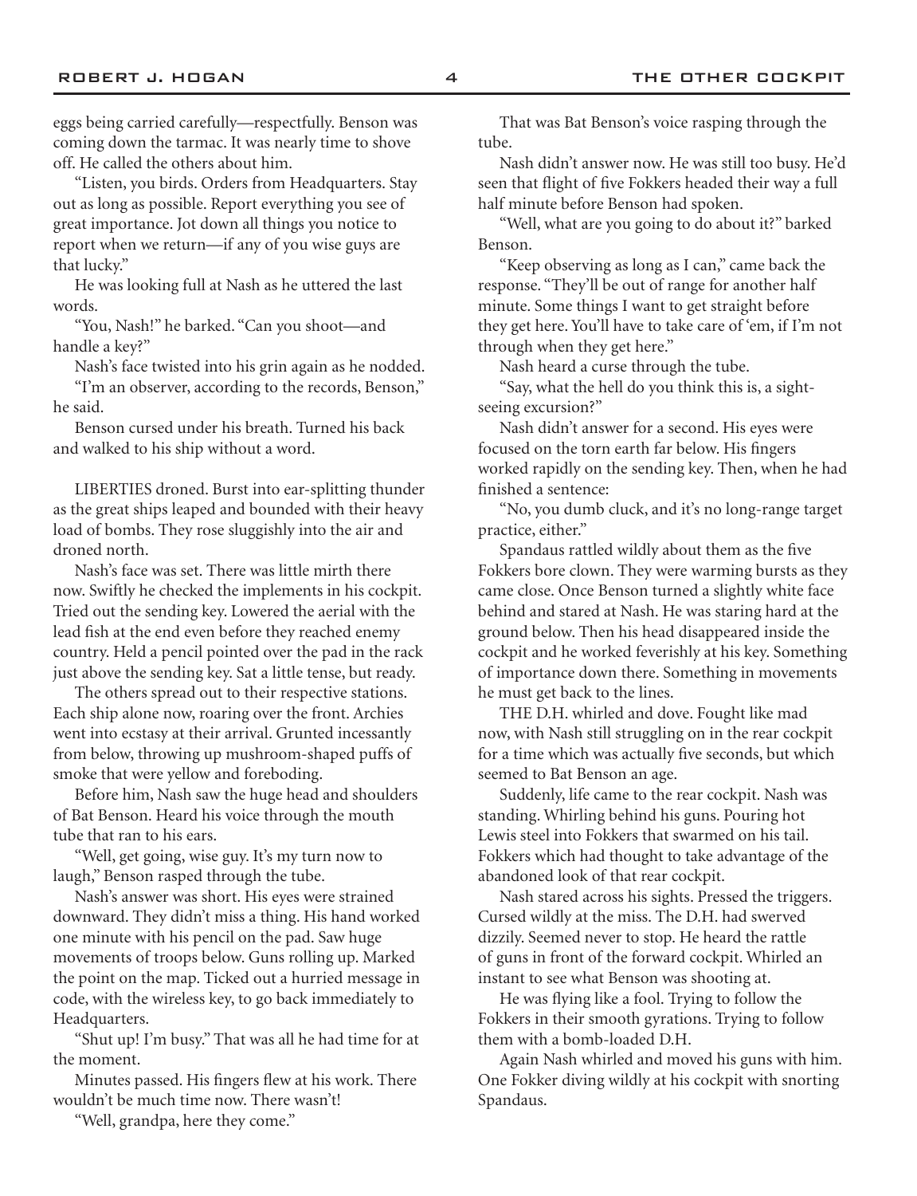eggs being carried carefully—respectfully. Benson was coming down the tarmac. It was nearly time to shove off. He called the others about him.

"Listen, you birds. Orders from Headquarters. Stay out as long as possible. Report everything you see of great importance. Jot down all things you notice to report when we return—if any of you wise guys are that lucky."

He was looking full at Nash as he uttered the last words.

"You, Nash!" he barked. "Can you shoot—and handle a key?"

Nash's face twisted into his grin again as he nodded.

"I'm an observer, according to the records, Benson," he said.

Benson cursed under his breath. Turned his back and walked to his ship without a word.

LIBERTIES droned. Burst into ear-splitting thunder as the great ships leaped and bounded with their heavy load of bombs. They rose sluggishly into the air and droned north.

Nash's face was set. There was little mirth there now. Swiftly he checked the implements in his cockpit. Tried out the sending key. Lowered the aerial with the lead fish at the end even before they reached enemy country. Held a pencil pointed over the pad in the rack just above the sending key. Sat a little tense, but ready.

The others spread out to their respective stations. Each ship alone now, roaring over the front. Archies went into ecstasy at their arrival. Grunted incessantly from below, throwing up mushroom-shaped puffs of smoke that were yellow and foreboding.

Before him, Nash saw the huge head and shoulders of Bat Benson. Heard his voice through the mouth tube that ran to his ears.

"Well, get going, wise guy. It's my turn now to laugh," Benson rasped through the tube.

Nash's answer was short. His eyes were strained downward. They didn't miss a thing. His hand worked one minute with his pencil on the pad. Saw huge movements of troops below. Guns rolling up. Marked the point on the map. Ticked out a hurried message in code, with the wireless key, to go back immediately to Headquarters.

"Shut up! I'm busy." That was all he had time for at the moment.

Minutes passed. His fingers flew at his work. There wouldn't be much time now. There wasn't!

"Well, grandpa, here they come."

That was Bat Benson's voice rasping through the tube.

Nash didn't answer now. He was still too busy. He'd seen that flight of five Fokkers headed their way a full half minute before Benson had spoken.

"Well, what are you going to do about it?" barked Benson.

"Keep observing as long as I can," came back the response. "They'll be out of range for another half minute. Some things I want to get straight before they get here. You'll have to take care of 'em, if I'm not through when they get here."

Nash heard a curse through the tube.

"Say, what the hell do you think this is, a sightseeing excursion?"

Nash didn't answer for a second. His eyes were focused on the torn earth far below. His fingers worked rapidly on the sending key. Then, when he had finished a sentence:

"No, you dumb cluck, and it's no long-range target practice, either."

Spandaus rattled wildly about them as the five Fokkers bore clown. They were warming bursts as they came close. Once Benson turned a slightly white face behind and stared at Nash. He was staring hard at the ground below. Then his head disappeared inside the cockpit and he worked feverishly at his key. Something of importance down there. Something in movements he must get back to the lines.

THE D.H. whirled and dove. Fought like mad now, with Nash still struggling on in the rear cockpit for a time which was actually five seconds, but which seemed to Bat Benson an age.

Suddenly, life came to the rear cockpit. Nash was standing. Whirling behind his guns. Pouring hot Lewis steel into Fokkers that swarmed on his tail. Fokkers which had thought to take advantage of the abandoned look of that rear cockpit.

Nash stared across his sights. Pressed the triggers. Cursed wildly at the miss. The D.H. had swerved dizzily. Seemed never to stop. He heard the rattle of guns in front of the forward cockpit. Whirled an instant to see what Benson was shooting at.

He was flying like a fool. Trying to follow the Fokkers in their smooth gyrations. Trying to follow them with a bomb-loaded D.H.

Again Nash whirled and moved his guns with him. One Fokker diving wildly at his cockpit with snorting Spandaus.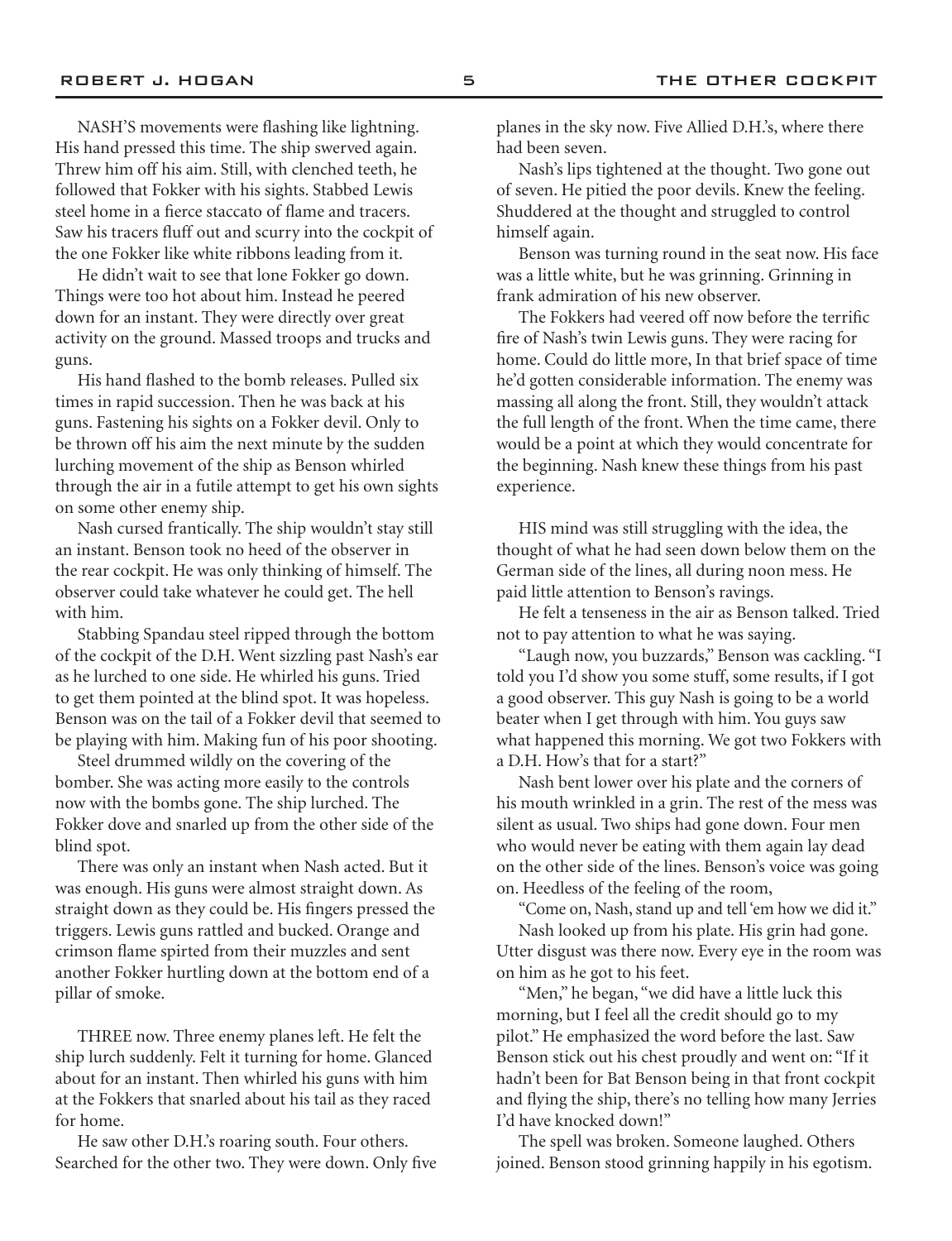NASH'S movements were flashing like lightning. His hand pressed this time. The ship swerved again. Threw him off his aim. Still, with clenched teeth, he followed that Fokker with his sights. Stabbed Lewis steel home in a fierce staccato of flame and tracers. Saw his tracers fluff out and scurry into the cockpit of the one Fokker like white ribbons leading from it.

He didn't wait to see that lone Fokker go down. Things were too hot about him. Instead he peered down for an instant. They were directly over great activity on the ground. Massed troops and trucks and guns.

His hand flashed to the bomb releases. Pulled six times in rapid succession. Then he was back at his guns. Fastening his sights on a Fokker devil. Only to be thrown off his aim the next minute by the sudden lurching movement of the ship as Benson whirled through the air in a futile attempt to get his own sights on some other enemy ship.

Nash cursed frantically. The ship wouldn't stay still an instant. Benson took no heed of the observer in the rear cockpit. He was only thinking of himself. The observer could take whatever he could get. The hell with him.

Stabbing Spandau steel ripped through the bottom of the cockpit of the D.H. Went sizzling past Nash's ear as he lurched to one side. He whirled his guns. Tried to get them pointed at the blind spot. It was hopeless. Benson was on the tail of a Fokker devil that seemed to be playing with him. Making fun of his poor shooting.

Steel drummed wildly on the covering of the bomber. She was acting more easily to the controls now with the bombs gone. The ship lurched. The Fokker dove and snarled up from the other side of the blind spot.

There was only an instant when Nash acted. But it was enough. His guns were almost straight down. As straight down as they could be. His fingers pressed the triggers. Lewis guns rattled and bucked. Orange and crimson flame spirted from their muzzles and sent another Fokker hurtling down at the bottom end of a pillar of smoke.

THREE now. Three enemy planes left. He felt the ship lurch suddenly. Felt it turning for home. Glanced about for an instant. Then whirled his guns with him at the Fokkers that snarled about his tail as they raced for home.

He saw other D.H.'s roaring south. Four others. Searched for the other two. They were down. Only five planes in the sky now. Five Allied D.H.'s, where there had been seven.

Nash's lips tightened at the thought. Two gone out of seven. He pitied the poor devils. Knew the feeling. Shuddered at the thought and struggled to control himself again.

Benson was turning round in the seat now. His face was a little white, but he was grinning. Grinning in frank admiration of his new observer.

The Fokkers had veered off now before the terrific fire of Nash's twin Lewis guns. They were racing for home. Could do little more, In that brief space of time he'd gotten considerable information. The enemy was massing all along the front. Still, they wouldn't attack the full length of the front. When the time came, there would be a point at which they would concentrate for the beginning. Nash knew these things from his past experience.

HIS mind was still struggling with the idea, the thought of what he had seen down below them on the German side of the lines, all during noon mess. He paid little attention to Benson's ravings.

He felt a tenseness in the air as Benson talked. Tried not to pay attention to what he was saying.

"Laugh now, you buzzards," Benson was cackling. "I told you I'd show you some stuff, some results, if I got a good observer. This guy Nash is going to be a world beater when I get through with him. You guys saw what happened this morning. We got two Fokkers with a D.H. How's that for a start?"

Nash bent lower over his plate and the corners of his mouth wrinkled in a grin. The rest of the mess was silent as usual. Two ships had gone down. Four men who would never be eating with them again lay dead on the other side of the lines. Benson's voice was going on. Heedless of the feeling of the room,

"Come on, Nash, stand up and tell 'em how we did it."

Nash looked up from his plate. His grin had gone. Utter disgust was there now. Every eye in the room was on him as he got to his feet.

"Men," he began, "we did have a little luck this morning, but I feel all the credit should go to my pilot." He emphasized the word before the last. Saw Benson stick out his chest proudly and went on: "If it hadn't been for Bat Benson being in that front cockpit and flying the ship, there's no telling how many Jerries I'd have knocked down!"

The spell was broken. Someone laughed. Others joined. Benson stood grinning happily in his egotism.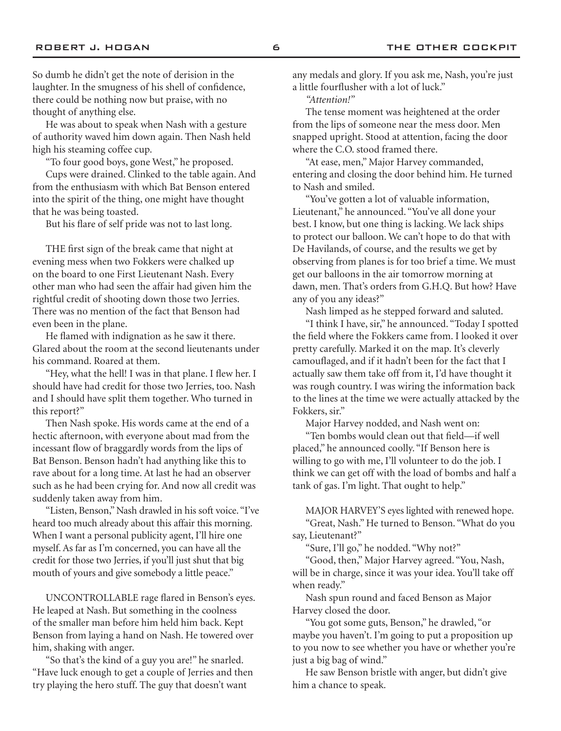So dumb he didn't get the note of derision in the laughter. In the smugness of his shell of confidence, there could be nothing now but praise, with no thought of anything else.

He was about to speak when Nash with a gesture of authority waved him down again. Then Nash held high his steaming coffee cup.

"To four good boys, gone West," he proposed.

Cups were drained. Clinked to the table again. And from the enthusiasm with which Bat Benson entered into the spirit of the thing, one might have thought that he was being toasted.

But his flare of self pride was not to last long.

THE first sign of the break came that night at evening mess when two Fokkers were chalked up on the board to one First Lieutenant Nash. Every other man who had seen the affair had given him the rightful credit of shooting down those two Jerries. There was no mention of the fact that Benson had even been in the plane.

He flamed with indignation as he saw it there. Glared about the room at the second lieutenants under his command. Roared at them.

"Hey, what the hell! I was in that plane. I flew her. I should have had credit for those two Jerries, too. Nash and I should have split them together. Who turned in this report?"

Then Nash spoke. His words came at the end of a hectic afternoon, with everyone about mad from the incessant flow of braggardly words from the lips of Bat Benson. Benson hadn't had anything like this to rave about for a long time. At last he had an observer such as he had been crying for. And now all credit was suddenly taken away from him.

"Listen, Benson," Nash drawled in his soft voice. "I've heard too much already about this affair this morning. When I want a personal publicity agent, I'll hire one myself. As far as I'm concerned, you can have all the credit for those two Jerries, if you'll just shut that big mouth of yours and give somebody a little peace."

UNCONTROLLABLE rage flared in Benson's eyes. He leaped at Nash. But something in the coolness of the smaller man before him held him back. Kept Benson from laying a hand on Nash. He towered over him, shaking with anger.

"So that's the kind of a guy you are!" he snarled. "Have luck enough to get a couple of Jerries and then try playing the hero stuff. The guy that doesn't want any medals and glory. If you ask me, Nash, you're just a little fourflusher with a lot of luck."

*"Attention!"*

The tense moment was heightened at the order from the lips of someone near the mess door. Men snapped upright. Stood at attention, facing the door where the C.O. stood framed there.

"At ease, men," Major Harvey commanded, entering and closing the door behind him. He turned to Nash and smiled.

"You've gotten a lot of valuable information, Lieutenant," he announced. "You've all done your best. I know, but one thing is lacking. We lack ships to protect our balloon. We can't hope to do that with De Havilands, of course, and the results we get by observing from planes is for too brief a time. We must get our balloons in the air tomorrow morning at dawn, men. That's orders from G.H.Q. But how? Have any of you any ideas?"

Nash limped as he stepped forward and saluted.

"I think I have, sir," he announced. "Today I spotted the field where the Fokkers came from. I looked it over pretty carefully. Marked it on the map. It's cleverly camouflaged, and if it hadn't been for the fact that I actually saw them take off from it, I'd have thought it was rough country. I was wiring the information back to the lines at the time we were actually attacked by the Fokkers, sir."

Major Harvey nodded, and Nash went on:

"Ten bombs would clean out that field—if well placed," he announced coolly. "If Benson here is willing to go with me, I'll volunteer to do the job. I think we can get off with the load of bombs and half a tank of gas. I'm light. That ought to help."

MAJOR HARVEY'S eyes lighted with renewed hope.

"Great, Nash." He turned to Benson. "What do you say, Lieutenant?"

"Sure, I'll go," he nodded. "Why not?"

"Good, then," Major Harvey agreed. "You, Nash, will be in charge, since it was your idea. You'll take off when ready."

Nash spun round and faced Benson as Major Harvey closed the door.

"You got some guts, Benson," he drawled, "or maybe you haven't. I'm going to put a proposition up to you now to see whether you have or whether you're just a big bag of wind."

He saw Benson bristle with anger, but didn't give him a chance to speak.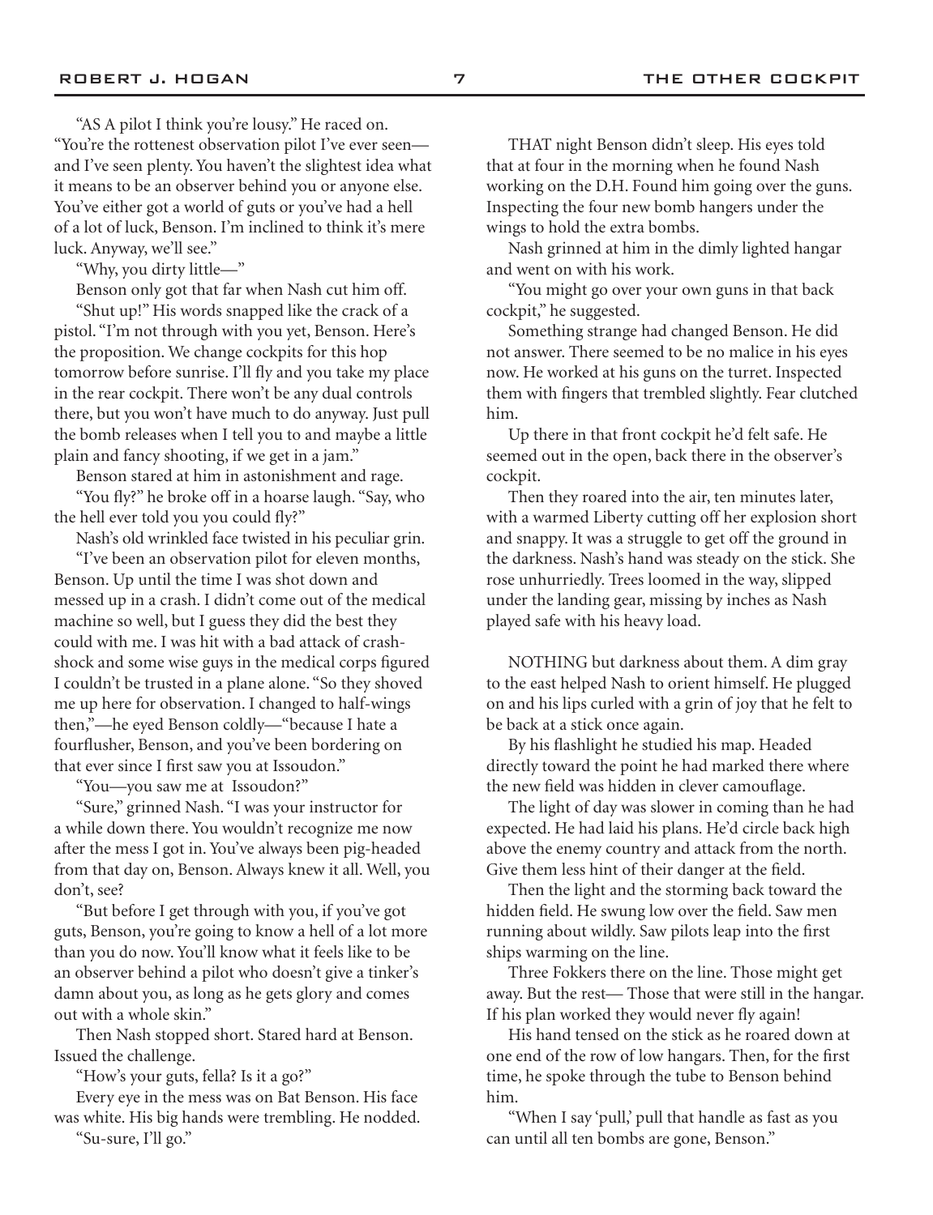"AS A pilot I think you're lousy." He raced on. "You're the rottenest observation pilot I've ever seen—and I've seen plenty. You haven't the slightest idea what it means to be an observer behind you or anyone else. You've either got a world of guts or you've had a hell of a lot of luck, Benson. I'm inclined to think it's mere luck. Anyway, we'll see."

"Why, you dirty little—"

Benson only got that far when Nash cut him off.

"Shut up!" His words snapped like the crack of a pistol. "I'm not through with you yet, Benson. Here's the proposition. We change cockpits for this hop tomorrow before sunrise. I'll fly and you take my place in the rear cockpit. There won't be any dual controls there, but you won't have much to do anyway. Just pull the bomb releases when I tell you to and maybe a little plain and fancy shooting, if we get in a jam."

Benson stared at him in astonishment and rage.

"You fly?" he broke off in a hoarse laugh. "Say, who the hell ever told you you could fly?"

Nash's old wrinkled face twisted in his peculiar grin.

"I've been an observation pilot for eleven months, Benson. Up until the time I was shot down and messed up in a crash. I didn't come out of the medical machine so well, but I guess they did the best they could with me. I was hit with a bad attack of crash-shock and some wise guys in the medical corps figured I couldn't be trusted in a plane alone. "So they shoved me up here for observation. I changed to half-wings then,"—he eyed Benson coldly—"because I hate a fourflusher, Benson, and you've been bordering on that ever since I first saw you at Issoudon."

"You—you saw me at Issoudon?"

"Sure," grinned Nash. "I was your instructor for a while down there. You wouldn't recognize me now after the mess I got in. You've always been pig-headed from that day on, Benson. Always knew it all. Well, you don't, see?

"But before I get through with you, if you've got guts, Benson, you're going to know a hell of a lot more than you do now. You'll know what it feels like to be an observer behind a pilot who doesn't give a tinker's damn about you, as long as he gets glory and comes out with a whole skin."

Then Nash stopped short. Stared hard at Benson. Issued the challenge.

"How's your guts, fella? Is it a go?"

Every eye in the mess was on Bat Benson. His face was white. His big hands were trembling. He nodded.

"Su-sure, I'll go."

THAT night Benson didn't sleep. His eyes told that at four in the morning when he found Nash working on the D.H. Found him going over the guns. Inspecting the four new bomb hangers under the wings to hold the extra bombs.

Nash grinned at him in the dimly lighted hangar and went on with his work.

"You might go over your own guns in that back cockpit," he suggested.

Something strange had changed Benson. He did not answer. There seemed to be no malice in his eyes now. He worked at his guns on the turret. Inspected them with fingers that trembled slightly. Fear clutched him.

Up there in that front cockpit he'd felt safe. He seemed out in the open, back there in the observer's cockpit.

Then they roared into the air, ten minutes later, with a warmed Liberty cutting off her explosion short and snappy. It was a struggle to get off the ground in the darkness. Nash's hand was steady on the stick. She rose unhurriedly. Trees loomed in the way, slipped under the landing gear, missing by inches as Nash played safe with his heavy load.

NOTHING but darkness about them. A dim gray to the east helped Nash to orient himself. He plugged on and his lips curled with a grin of joy that he felt to be back at a stick once again.

By his flashlight he studied his map. Headed directly toward the point he had marked there where the new field was hidden in clever camouflage.

The light of day was slower in coming than he had expected. He had laid his plans. He'd circle back high above the enemy country and attack from the north. Give them less hint of their danger at the field.

Then the light and the storming back toward the hidden field. He swung low over the field. Saw men running about wildly. Saw pilots leap into the first ships warming on the line.

Three Fokkers there on the line. Those might get away. But the rest— Those that were still in the hangar. If his plan worked they would never fly again!

His hand tensed on the stick as he roared down at one end of the row of low hangars. Then, for the first time, he spoke through the tube to Benson behind him.

"When I say 'pull,' pull that handle as fast as you can until all ten bombs are gone, Benson."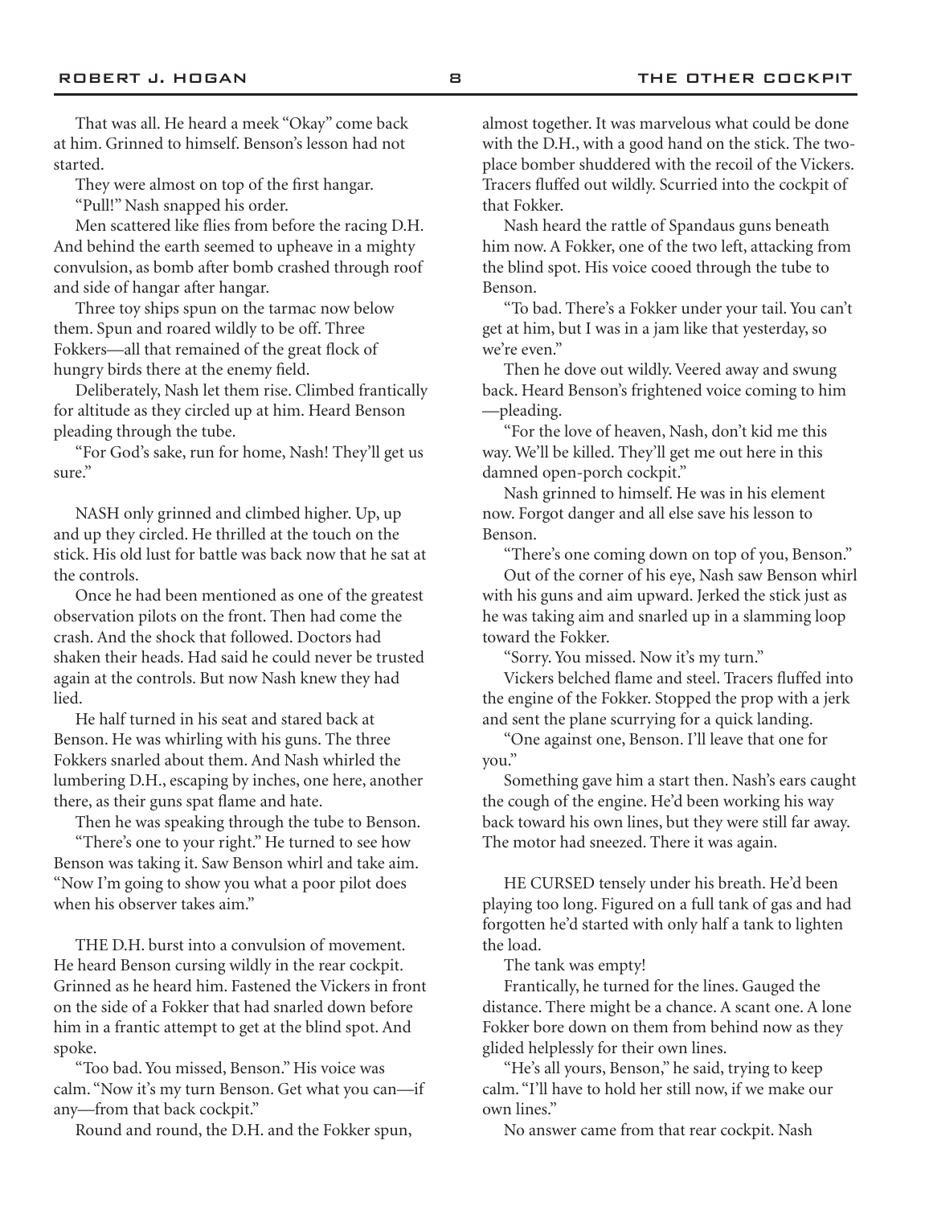That was all. He heard a meek "Okay" come back at him. Grinned to himself. Benson's lesson had not started.

They were almost on top of the first hangar.

"Pull!" Nash snapped his order.

Men scattered like flies from before the racing D.H. And behind the earth seemed to upheave in a mighty convulsion, as bomb after bomb crashed through roof and side of hangar after hangar.

Three toy ships spun on the tarmac now below them. Spun and roared wildly to be off. Three Fokkers—all that remained of the great flock of hungry birds there at the enemy field.

Deliberately, Nash let them rise. Climbed frantically for altitude as they circled up at him. Heard Benson pleading through the tube.

"For God's sake, run for home, Nash! They'll get us sure."

NASH only grinned and climbed higher. Up, up and up they circled. He thrilled at the touch on the stick. His old lust for battle was back now that he sat at the controls.

Once he had been mentioned as one of the greatest observation pilots on the front. Then had come the crash. And the shock that followed. Doctors had shaken their heads. Had said he could never be trusted again at the controls. But now Nash knew they had lied.

He half turned in his seat and stared back at Benson. He was whirling with his guns. The three Fokkers snarled about them. And Nash whirled the lumbering D.H., escaping by inches, one here, another there, as their guns spat flame and hate.

Then he was speaking through the tube to Benson.

"There's one to your right." He turned to see how Benson was taking it. Saw Benson whirl and take aim. "Now I'm going to show you what a poor pilot does when his observer takes aim."

THE D.H. burst into a convulsion of movement. He heard Benson cursing wildly in the rear cockpit. Grinned as he heard him. Fastened the Vickers in front on the side of a Fokker that had snarled down before him in a frantic attempt to get at the blind spot. And spoke.

"Too bad. You missed, Benson." His voice was calm. "Now it's my turn Benson. Get what you can—if any—from that back cockpit."

Round and round, the D.H. and the Fokker spun, almost together. It was marvelous what could be done with the D.H., with a good hand on the stick. The two-place bomber shuddered with the recoil of the Vickers. Tracers fluffed out wildly. Scurried into the cockpit of that Fokker.

Nash heard the rattle of Spandaus guns beneath him now. A Fokker, one of the two left, attacking from the blind spot. His voice cooed through the tube to Benson.

"To bad. There's a Fokker under your tail. You can't get at him, but I was in a jam like that yesterday, so we're even."

Then he dove out wildly. Veered away and swung back. Heard Benson's frightened voice coming to him —pleading.

"For the love of heaven, Nash, don't kid me this way. We'll be killed. They'll get me out here in this damned open-porch cockpit."

Nash grinned to himself. He was in his element now. Forgot danger and all else save his lesson to Benson.

"There's one coming down on top of you, Benson."

Out of the corner of his eye, Nash saw Benson whirl with his guns and aim upward. Jerked the stick just as he was taking aim and snarled up in a slamming loop toward the Fokker.

"Sorry. You missed. Now it's my turn."

Vickers belched flame and steel. Tracers fluffed into the engine of the Fokker. Stopped the prop with a jerk and sent the plane scurrying for a quick landing.

"One against one, Benson. I'll leave that one for you."

Something gave him a start then. Nash's ears caught the cough of the engine. He'd been working his way back toward his own lines, but they were still far away. The motor had sneezed. There it was again.

HE CURSED tensely under his breath. He'd been playing too long. Figured on a full tank of gas and had forgotten he'd started with only half a tank to lighten the load.

The tank was empty!

Frantically, he turned for the lines. Gauged the distance. There might be a chance. A scant one. A lone Fokker bore down on them from behind now as they glided helplessly for their own lines.

"He's all yours, Benson," he said, trying to keep calm. "I'll have to hold her still now, if we make our own lines."

No answer came from that rear cockpit. Nash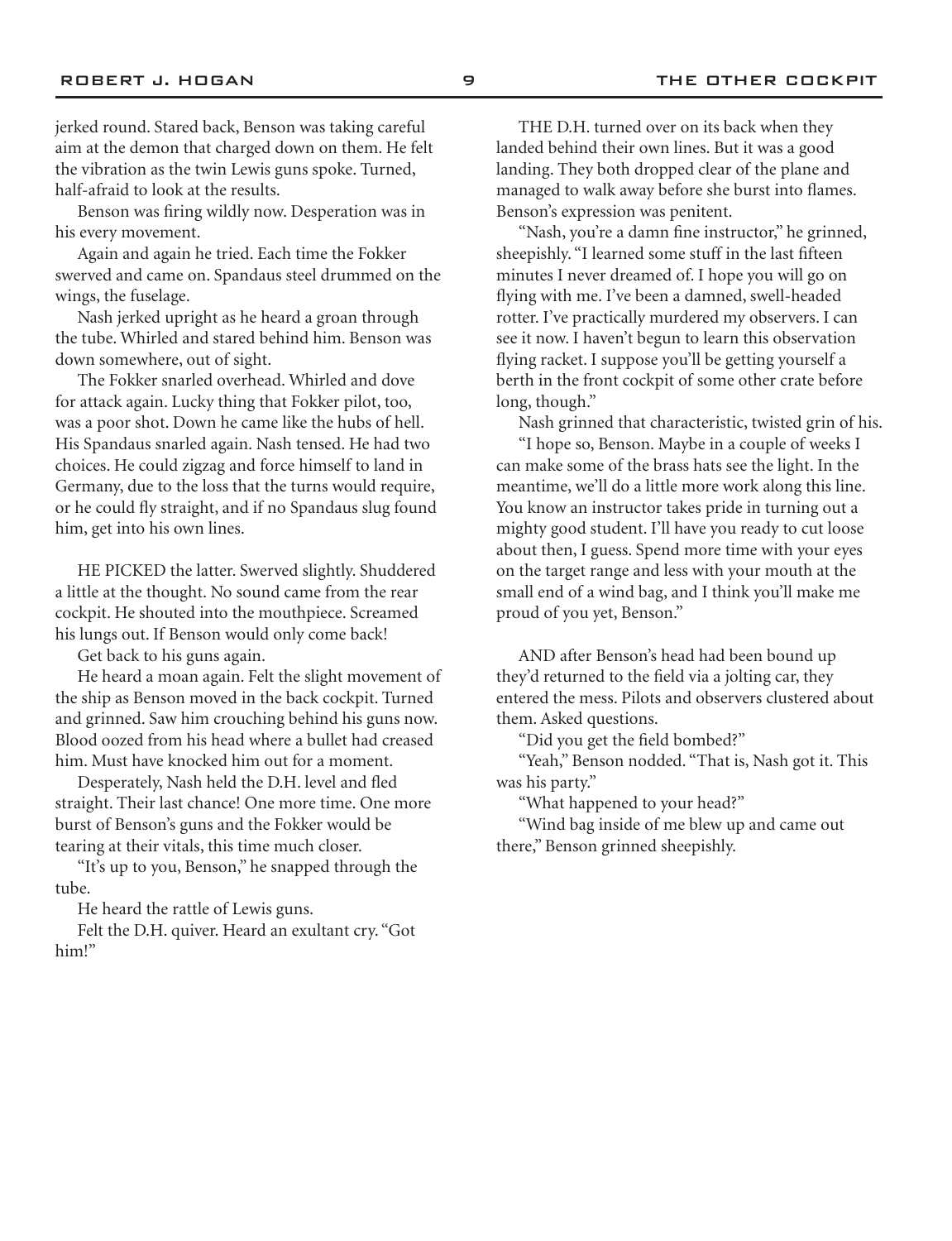jerked round. Stared back, Benson was taking careful aim at the demon that charged down on them. He felt the vibration as the twin Lewis guns spoke. Turned, half-afraid to look at the results.

Benson was firing wildly now. Desperation was in his every movement.

Again and again he tried. Each time the Fokker swerved and came on. Spandaus steel drummed on the wings, the fuselage.

Nash jerked upright as he heard a groan through the tube. Whirled and stared behind him. Benson was down somewhere, out of sight.

The Fokker snarled overhead. Whirled and dove for attack again. Lucky thing that Fokker pilot, too, was a poor shot. Down he came like the hubs of hell. His Spandaus snarled again. Nash tensed. He had two choices. He could zigzag and force himself to land in Germany, due to the loss that the turns would require, or he could fly straight, and if no Spandaus slug found him, get into his own lines.

HE PICKED the latter. Swerved slightly. Shuddered a little at the thought. No sound came from the rear cockpit. He shouted into the mouthpiece. Screamed his lungs out. If Benson would only come back!

Get back to his guns again.

He heard a moan again. Felt the slight movement of the ship as Benson moved in the back cockpit. Turned and grinned. Saw him crouching behind his guns now. Blood oozed from his head where a bullet had creased him. Must have knocked him out for a moment.

Desperately, Nash held the D.H. level and fled straight. Their last chance! One more time. One more burst of Benson's guns and the Fokker would be tearing at their vitals, this time much closer.

"It's up to you, Benson," he snapped through the tube.

He heard the rattle of Lewis guns.

Felt the D.H. quiver. Heard an exultant cry. "Got him!"

THE D.H. turned over on its back when they landed behind their own lines. But it was a good landing. They both dropped clear of the plane and managed to walk away before she burst into flames. Benson's expression was penitent.

"Nash, you're a damn fine instructor," he grinned, sheepishly. "I learned some stuff in the last fifteen minutes I never dreamed of. I hope you will go on flying with me. I've been a damned, swell-headed rotter. I've practically murdered my observers. I can see it now. I haven't begun to learn this observation flying racket. I suppose you'll be getting yourself a berth in the front cockpit of some other crate before long, though."

Nash grinned that characteristic, twisted grin of his.

"I hope so, Benson. Maybe in a couple of weeks I can make some of the brass hats see the light. In the meantime, we'll do a little more work along this line. You know an instructor takes pride in turning out a mighty good student. I'll have you ready to cut loose about then, I guess. Spend more time with your eyes on the target range and less with your mouth at the small end of a wind bag, and I think you'll make me proud of you yet, Benson."

AND after Benson's head had been bound up they'd returned to the field via a jolting car, they entered the mess. Pilots and observers clustered about them. Asked questions.

"Did you get the field bombed?"

"Yeah," Benson nodded. "That is, Nash got it. This was his party."

"What happened to your head?"

"Wind bag inside of me blew up and came out there," Benson grinned sheepishly.